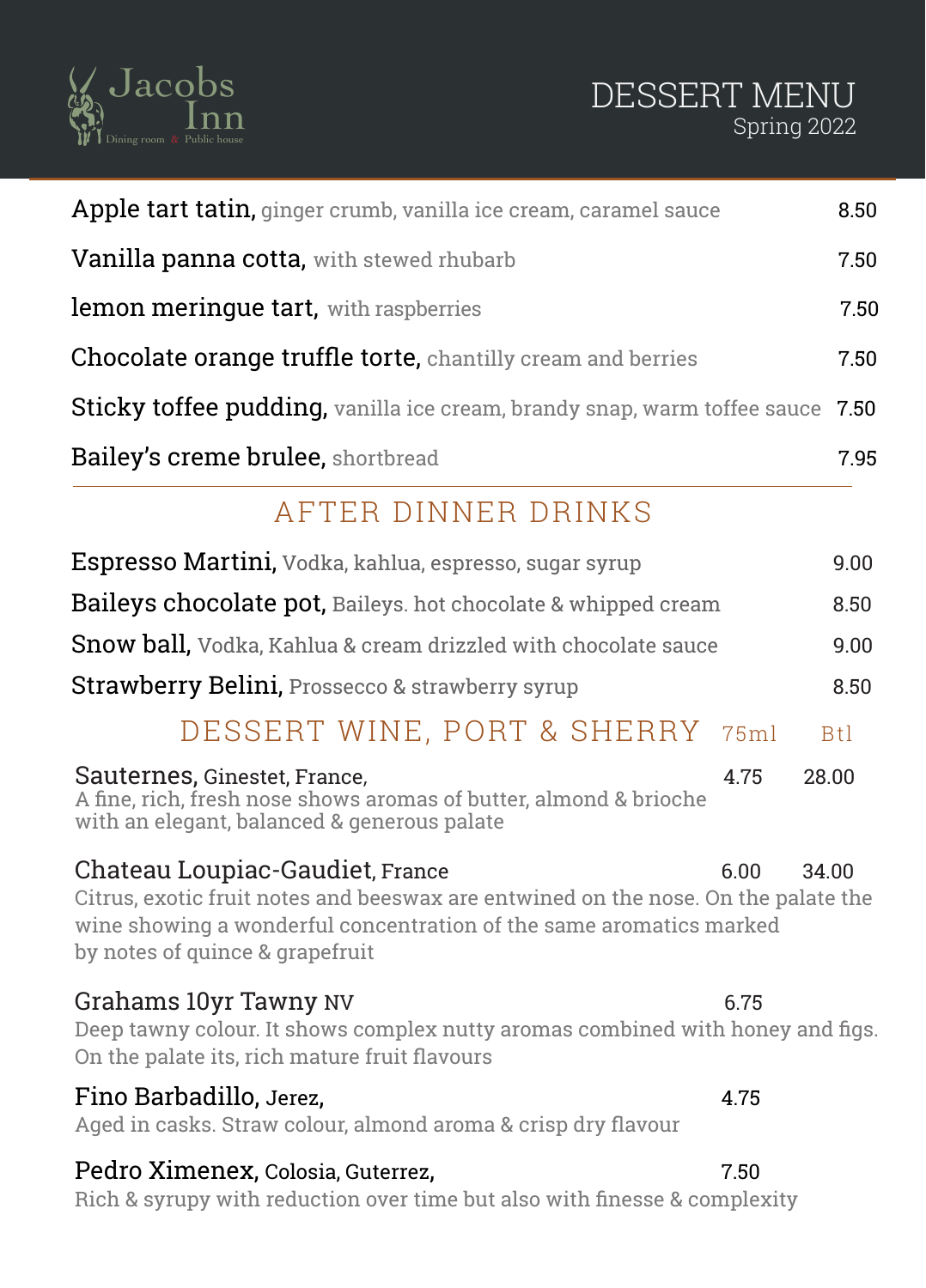Jacobs Inn
Dining room & Public house

# DESSERT MENU
Spring 2022

| | |
|---|---|
| **Apple tart tatin,** ginger crumb, vanilla ice cream, caramel sauce | 8.50 |
| **Vanilla panna cotta,** with stewed rhubarb | 7.50 |
| **lemon meringue tart,** with raspberries | 7.50 |
| **Chocolate orange truffle torte,** chantilly cream and berries | 7.50 |
| **Sticky toffee pudding,** vanilla ice cream, brandy snap, warm toffee sauce | 7.50 |
| **Bailey's creme brulee,** shortbread | 7.95 |

## AFTER DINNER DRINKS

| | |
|---|---|
| **Espresso Martini,** Vodka, kahlua, espresso, sugar syrup | 9.00 |
| **Baileys chocolate pot,** Baileys. hot chocolate & whipped cream | 8.50 |
| **Snow ball,** Vodka, Kahlua & cream drizzled with chocolate sauce | 9.00 |
| **Strawberry Belini,** Prossecco & strawberry syrup | 8.50 |

## DESSERT WINE, PORT & SHERRY

| | 75ml | Btl |
|---|---|---|
| **Sauternes,** Ginestet, France,<br>A fine, rich, fresh nose shows aromas of butter, almond & brioche with an elegant, balanced & generous palate | 4.75 | 28.00 |
| **Chateau Loupiac-Gaudiet,** France<br>Citrus, exotic fruit notes and beeswax are entwined on the nose. On the palate the wine showing a wonderful concentration of the same aromatics marked by notes of quince & grapefruit | 6.00 | 34.00 |
| **Grahams 10yr Tawny** NV<br>Deep tawny colour. It shows complex nutty aromas combined with honey and figs. On the palate its, rich mature fruit flavours | 6.75 | |
| **Fino Barbadillo,** Jerez,<br>Aged in casks. Straw colour, almond aroma & crisp dry flavour | 4.75 | |
| **Pedro Ximenex,** Colosia, Guterrez,<br>Rich & syrupy with reduction over time but also with finesse & complexity | 7.50 | |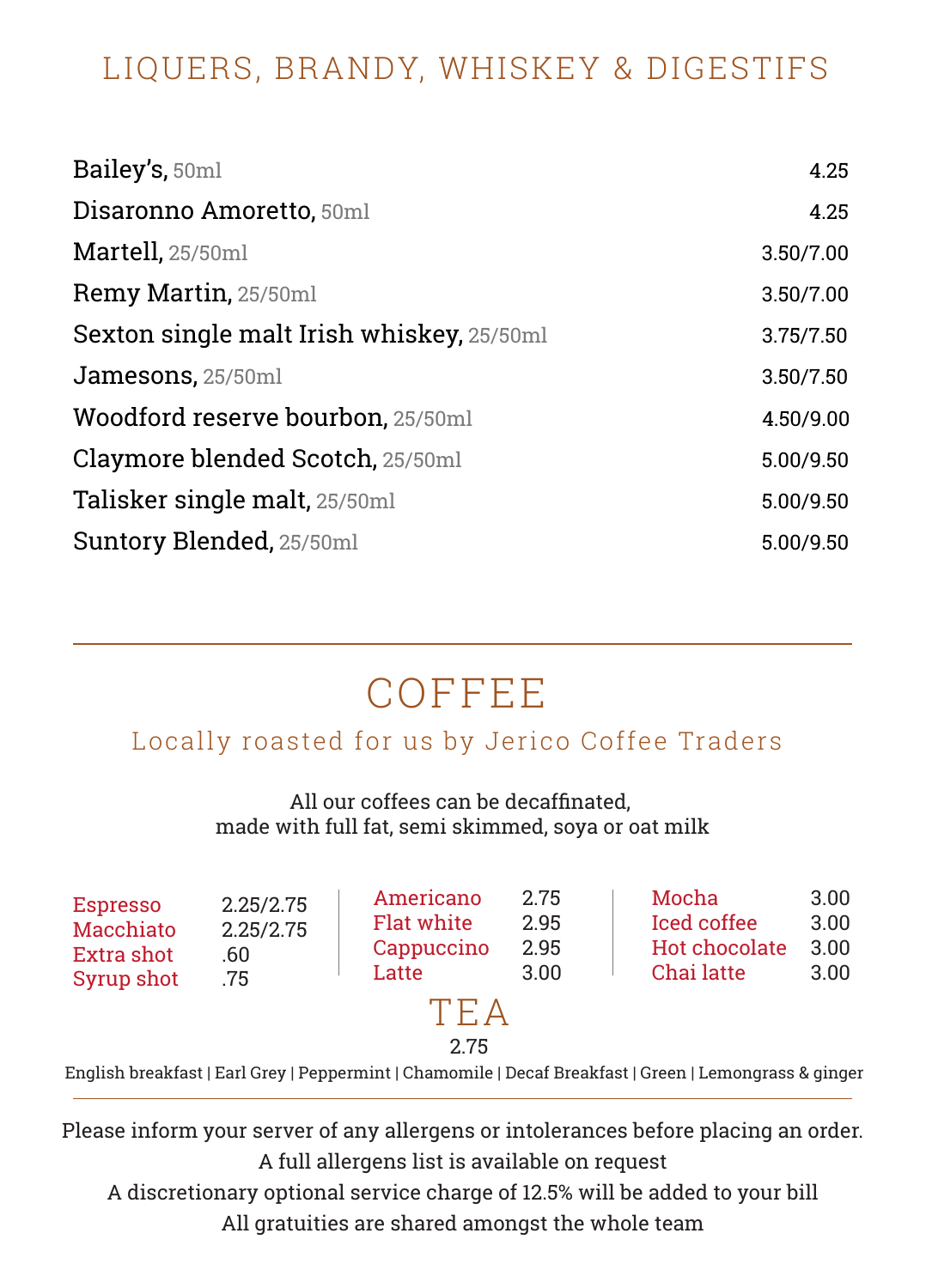# LIQUERS, BRANDY, WHISKEY & DIGESTIFS

| | |
|---|---|
| Bailey's, 50ml | 4.25 |
| Disaronno Amoretto, 50ml | 4.25 |
| Martell, 25/50ml | 3.50/7.00 |
| Remy Martin, 25/50ml | 3.50/7.00 |
| Sexton single malt Irish whiskey, 25/50ml | 3.75/7.50 |
| Jamesons, 25/50ml | 3.50/7.50 |
| Woodford reserve bourbon, 25/50ml | 4.50/9.00 |
| Claymore blended Scotch, 25/50ml | 5.00/9.50 |
| Talisker single malt, 25/50ml | 5.00/9.50 |
| Suntory Blended, 25/50ml | 5.00/9.50 |

---

# COFFEE

## Locally roasted for us by Jerico Coffee Traders

All our coffees can be decaffinated,
made with full fat, semi skimmed, soya or oat milk

| | |
|---|---|
| Espresso | 2.25/2.75 |
| Macchiato | 2.25/2.75 |
| Extra shot | .60 |
| Syrup shot | .75 |
| Americano | 2.75 |
| Flat white | 2.95 |
| Cappuccino | 2.95 |
| Latte | 3.00 |
| Mocha | 3.00 |
| Iced coffee | 3.00 |
| Hot chocolate | 3.00 |
| Chai latte | 3.00 |

# TEA

2.75

English breakfast | Earl Grey | Peppermint | Chamomile | Decaf Breakfast | Green | Lemongrass & ginger

---

Please inform your server of any allergens or intolerances before placing an order.
A full allergens list is available on request
A discretionary optional service charge of 12.5% will be added to your bill
All gratuities are shared amongst the whole team